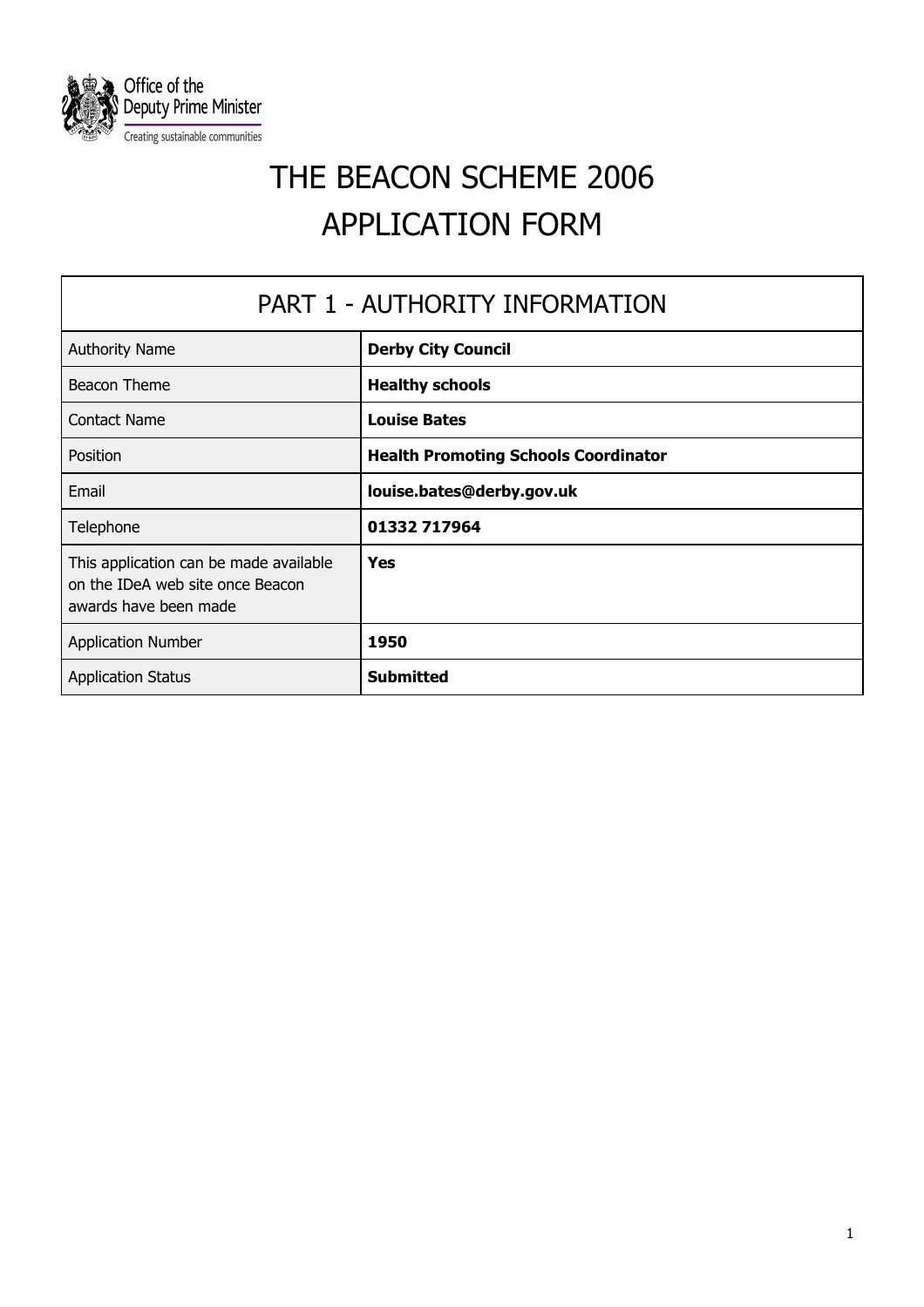Office of the Deputy Prime Minister
Creating sustainable communities

# THE BEACON SCHEME 2006
# APPLICATION FORM

| PART 1 - AUTHORITY INFORMATION | |
|---|---|
| Authority Name | **Derby City Council** |
| Beacon Theme | **Healthy schools** |
| Contact Name | **Louise Bates** |
| Position | **Health Promoting Schools Coordinator** |
| Email | **louise.bates@derby.gov.uk** |
| Telephone | **01332 717964** |
| This application can be made available on the IDeA web site once Beacon awards have been made | **Yes** |
| Application Number | **1950** |
| Application Status | **Submitted** |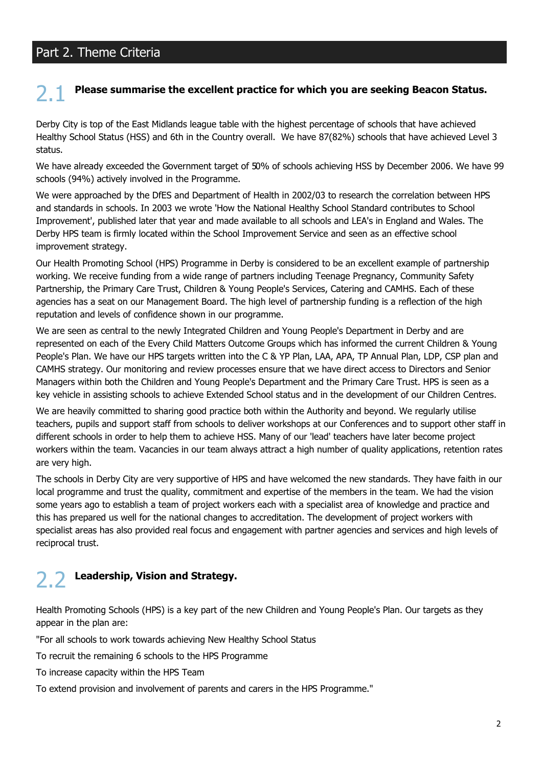# Part 2. Theme Criteria

## 2.1 Please summarise the excellent practice for which you are seeking Beacon Status.

Derby City is top of the East Midlands league table with the highest percentage of schools that have achieved Healthy School Status (HSS) and 6th in the Country overall. We have 87(82%) schools that have achieved Level 3 status.

We have already exceeded the Government target of 50% of schools achieving HSS by December 2006. We have 99 schools (94%) actively involved in the Programme.

We were approached by the DfES and Department of Health in 2002/03 to research the correlation between HPS and standards in schools. In 2003 we wrote 'How the National Healthy School Standard contributes to School Improvement', published later that year and made available to all schools and LEA's in England and Wales. The Derby HPS team is firmly located within the School Improvement Service and seen as an effective school improvement strategy.

Our Health Promoting School (HPS) Programme in Derby is considered to be an excellent example of partnership working. We receive funding from a wide range of partners including Teenage Pregnancy, Community Safety Partnership, the Primary Care Trust, Children & Young People's Services, Catering and CAMHS. Each of these agencies has a seat on our Management Board. The high level of partnership funding is a reflection of the high reputation and levels of confidence shown in our programme.

We are seen as central to the newly Integrated Children and Young People's Department in Derby and are represented on each of the Every Child Matters Outcome Groups which has informed the current Children & Young People's Plan. We have our HPS targets written into the C & YP Plan, LAA, APA, TP Annual Plan, LDP, CSP plan and CAMHS strategy. Our monitoring and review processes ensure that we have direct access to Directors and Senior Managers within both the Children and Young People's Department and the Primary Care Trust. HPS is seen as a key vehicle in assisting schools to achieve Extended School status and in the development of our Children Centres.

We are heavily committed to sharing good practice both within the Authority and beyond. We regularly utilise teachers, pupils and support staff from schools to deliver workshops at our Conferences and to support other staff in different schools in order to help them to achieve HSS. Many of our 'lead' teachers have later become project workers within the team. Vacancies in our team always attract a high number of quality applications, retention rates are very high.

The schools in Derby City are very supportive of HPS and have welcomed the new standards. They have faith in our local programme and trust the quality, commitment and expertise of the members in the team. We had the vision some years ago to establish a team of project workers each with a specialist area of knowledge and practice and this has prepared us well for the national changes to accreditation. The development of project workers with specialist areas has also provided real focus and engagement with partner agencies and services and high levels of reciprocal trust.

## 2.2 Leadership, Vision and Strategy.

Health Promoting Schools (HPS) is a key part of the new Children and Young People's Plan. Our targets as they appear in the plan are:

"For all schools to work towards achieving New Healthy School Status

To recruit the remaining 6 schools to the HPS Programme

To increase capacity within the HPS Team

To extend provision and involvement of parents and carers in the HPS Programme."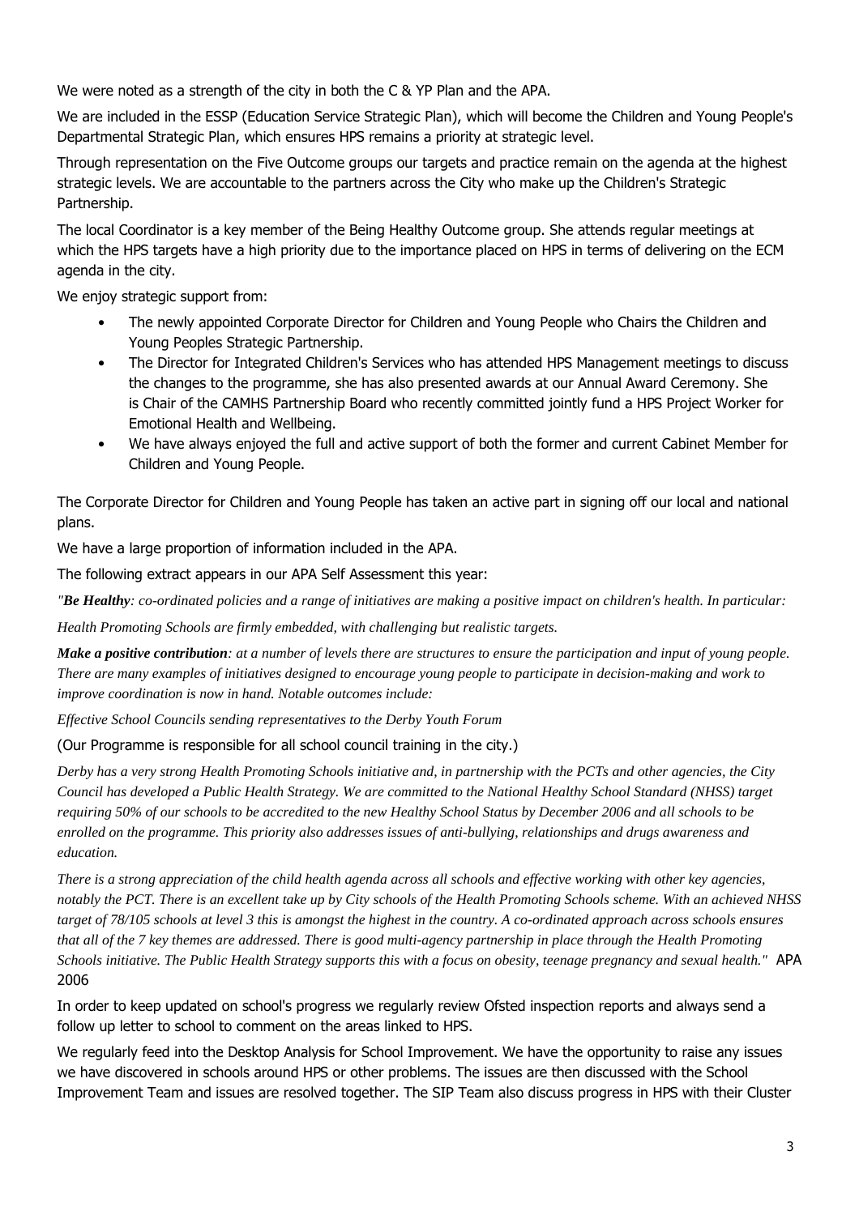We were noted as a strength of the city in both the C & YP Plan and the APA.

We are included in the ESSP (Education Service Strategic Plan), which will become the Children and Young People's Departmental Strategic Plan, which ensures HPS remains a priority at strategic level.

Through representation on the Five Outcome groups our targets and practice remain on the agenda at the highest strategic levels. We are accountable to the partners across the City who make up the Children's Strategic Partnership.

The local Coordinator is a key member of the Being Healthy Outcome group. She attends regular meetings at which the HPS targets have a high priority due to the importance placed on HPS in terms of delivering on the ECM agenda in the city.

We enjoy strategic support from:

- The newly appointed Corporate Director for Children and Young People who Chairs the Children and Young Peoples Strategic Partnership.
- The Director for Integrated Children's Services who has attended HPS Management meetings to discuss the changes to the programme, she has also presented awards at our Annual Award Ceremony. She is Chair of the CAMHS Partnership Board who recently committed jointly fund a HPS Project Worker for Emotional Health and Wellbeing.
- We have always enjoyed the full and active support of both the former and current Cabinet Member for Children and Young People.

The Corporate Director for Children and Young People has taken an active part in signing off our local and national plans.

We have a large proportion of information included in the APA.

The following extract appears in our APA Self Assessment this year:

*"**Be Healthy**: co-ordinated policies and a range of initiatives are making a positive impact on children's health. In particular:*

*Health Promoting Schools are firmly embedded, with challenging but realistic targets.*

***Make a positive contribution**: at a number of levels there are structures to ensure the participation and input of young people. There are many examples of initiatives designed to encourage young people to participate in decision-making and work to improve coordination is now in hand. Notable outcomes include:*

*Effective School Councils sending representatives to the Derby Youth Forum*

(Our Programme is responsible for all school council training in the city.)

*Derby has a very strong Health Promoting Schools initiative and, in partnership with the PCTs and other agencies, the City Council has developed a Public Health Strategy. We are committed to the National Healthy School Standard (NHSS) target requiring 50% of our schools to be accredited to the new Healthy School Status by December 2006 and all schools to be enrolled on the programme. This priority also addresses issues of anti-bullying, relationships and drugs awareness and education.*

*There is a strong appreciation of the child health agenda across all schools and effective working with other key agencies, notably the PCT. There is an excellent take up by City schools of the Health Promoting Schools scheme. With an achieved NHSS target of 78/105 schools at level 3 this is amongst the highest in the country. A co-ordinated approach across schools ensures that all of the 7 key themes are addressed. There is good multi-agency partnership in place through the Health Promoting Schools initiative. The Public Health Strategy supports this with a focus on obesity, teenage pregnancy and sexual health."* APA 2006

In order to keep updated on school's progress we regularly review Ofsted inspection reports and always send a follow up letter to school to comment on the areas linked to HPS.

We regularly feed into the Desktop Analysis for School Improvement. We have the opportunity to raise any issues we have discovered in schools around HPS or other problems. The issues are then discussed with the School Improvement Team and issues are resolved together. The SIP Team also discuss progress in HPS with their Cluster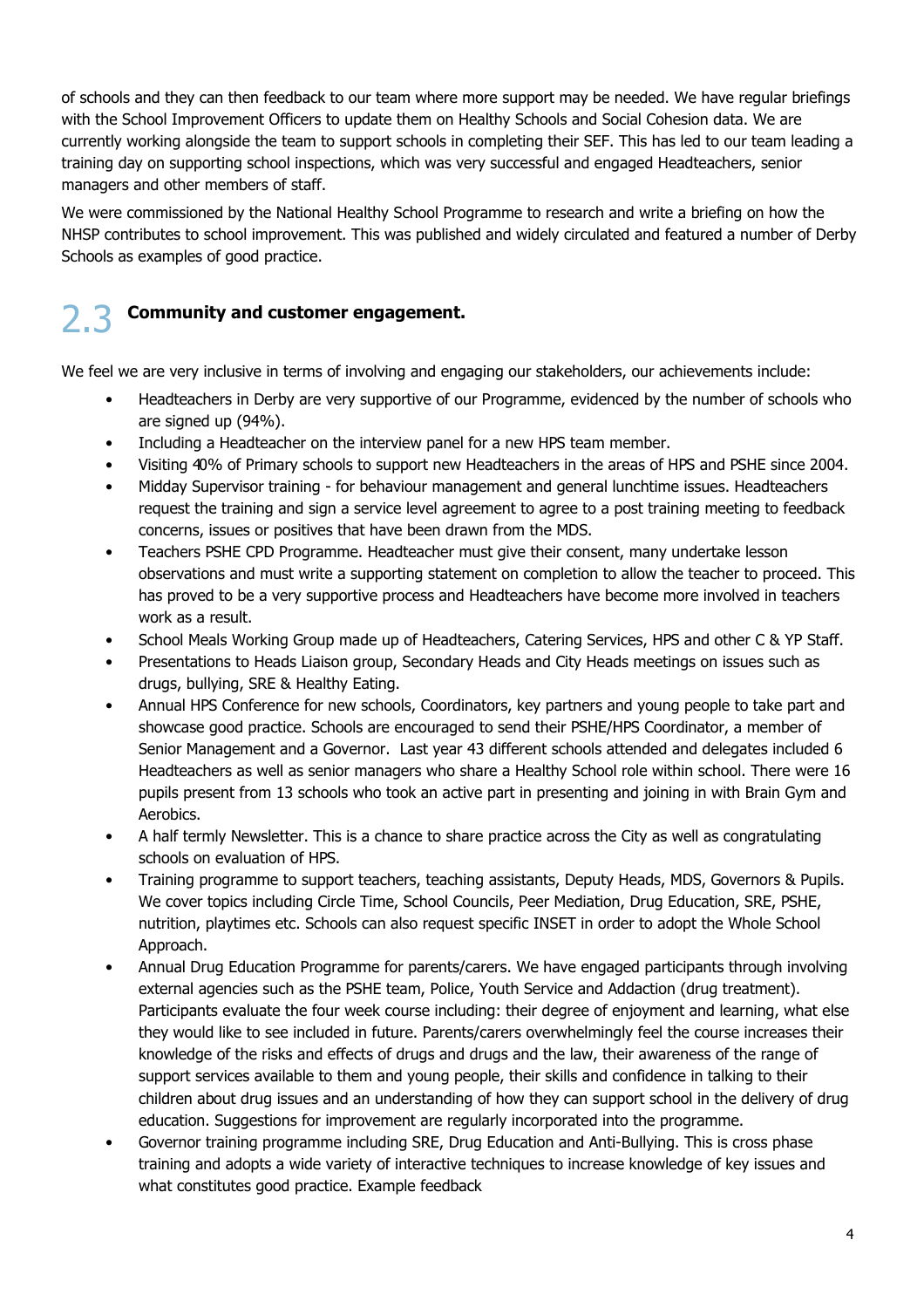of schools and they can then feedback to our team where more support may be needed. We have regular briefings with the School Improvement Officers to update them on Healthy Schools and Social Cohesion data. We are currently working alongside the team to support schools in completing their SEF. This has led to our team leading a training day on supporting school inspections, which was very successful and engaged Headteachers, senior managers and other members of staff.

We were commissioned by the National Healthy School Programme to research and write a briefing on how the NHSP contributes to school improvement. This was published and widely circulated and featured a number of Derby Schools as examples of good practice.

## 2.3 Community and customer engagement.

We feel we are very inclusive in terms of involving and engaging our stakeholders, our achievements include:

- Headteachers in Derby are very supportive of our Programme, evidenced by the number of schools who are signed up (94%).
- Including a Headteacher on the interview panel for a new HPS team member.
- Visiting 40% of Primary schools to support new Headteachers in the areas of HPS and PSHE since 2004.
- Midday Supervisor training - for behaviour management and general lunchtime issues. Headteachers request the training and sign a service level agreement to agree to a post training meeting to feedback concerns, issues or positives that have been drawn from the MDS.
- Teachers PSHE CPD Programme. Headteacher must give their consent, many undertake lesson observations and must write a supporting statement on completion to allow the teacher to proceed. This has proved to be a very supportive process and Headteachers have become more involved in teachers work as a result.
- School Meals Working Group made up of Headteachers, Catering Services, HPS and other C & YP Staff.
- Presentations to Heads Liaison group, Secondary Heads and City Heads meetings on issues such as drugs, bullying, SRE & Healthy Eating.
- Annual HPS Conference for new schools, Coordinators, key partners and young people to take part and showcase good practice. Schools are encouraged to send their PSHE/HPS Coordinator, a member of Senior Management and a Governor. Last year 43 different schools attended and delegates included 6 Headteachers as well as senior managers who share a Healthy School role within school. There were 16 pupils present from 13 schools who took an active part in presenting and joining in with Brain Gym and Aerobics.
- A half termly Newsletter. This is a chance to share practice across the City as well as congratulating schools on evaluation of HPS.
- Training programme to support teachers, teaching assistants, Deputy Heads, MDS, Governors & Pupils. We cover topics including Circle Time, School Councils, Peer Mediation, Drug Education, SRE, PSHE, nutrition, playtimes etc. Schools can also request specific INSET in order to adopt the Whole School Approach.
- Annual Drug Education Programme for parents/carers. We have engaged participants through involving external agencies such as the PSHE team, Police, Youth Service and Addaction (drug treatment). Participants evaluate the four week course including: their degree of enjoyment and learning, what else they would like to see included in future. Parents/carers overwhelmingly feel the course increases their knowledge of the risks and effects of drugs and drugs and the law, their awareness of the range of support services available to them and young people, their skills and confidence in talking to their children about drug issues and an understanding of how they can support school in the delivery of drug education. Suggestions for improvement are regularly incorporated into the programme.
- Governor training programme including SRE, Drug Education and Anti-Bullying. This is cross phase training and adopts a wide variety of interactive techniques to increase knowledge of key issues and what constitutes good practice. Example feedback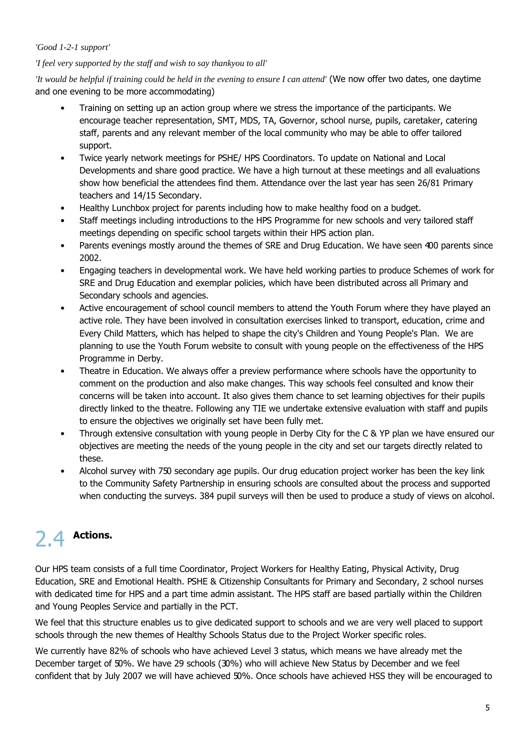*'Good 1-2-1 support'*

*'I feel very supported by the staff and wish to say thankyou to all'*

*'It would be helpful if training could be held in the evening to ensure I can attend'* (We now offer two dates, one daytime and one evening to be more accommodating)

- Training on setting up an action group where we stress the importance of the participants. We encourage teacher representation, SMT, MDS, TA, Governor, school nurse, pupils, caretaker, catering staff, parents and any relevant member of the local community who may be able to offer tailored support.
- Twice yearly network meetings for PSHE/ HPS Coordinators. To update on National and Local Developments and share good practice. We have a high turnout at these meetings and all evaluations show how beneficial the attendees find them. Attendance over the last year has seen 26/81 Primary teachers and 14/15 Secondary.
- Healthy Lunchbox project for parents including how to make healthy food on a budget.
- Staff meetings including introductions to the HPS Programme for new schools and very tailored staff meetings depending on specific school targets within their HPS action plan.
- Parents evenings mostly around the themes of SRE and Drug Education. We have seen 400 parents since 2002.
- Engaging teachers in developmental work. We have held working parties to produce Schemes of work for SRE and Drug Education and exemplar policies, which have been distributed across all Primary and Secondary schools and agencies.
- Active encouragement of school council members to attend the Youth Forum where they have played an active role. They have been involved in consultation exercises linked to transport, education, crime and Every Child Matters, which has helped to shape the city's Children and Young People's Plan. We are planning to use the Youth Forum website to consult with young people on the effectiveness of the HPS Programme in Derby.
- Theatre in Education. We always offer a preview performance where schools have the opportunity to comment on the production and also make changes. This way schools feel consulted and know their concerns will be taken into account. It also gives them chance to set learning objectives for their pupils directly linked to the theatre. Following any TIE we undertake extensive evaluation with staff and pupils to ensure the objectives we originally set have been fully met.
- Through extensive consultation with young people in Derby City for the C & YP plan we have ensured our objectives are meeting the needs of the young people in the city and set our targets directly related to these.
- Alcohol survey with 750 secondary age pupils. Our drug education project worker has been the key link to the Community Safety Partnership in ensuring schools are consulted about the process and supported when conducting the surveys. 384 pupil surveys will then be used to produce a study of views on alcohol.

## 2.4 Actions.

Our HPS team consists of a full time Coordinator, Project Workers for Healthy Eating, Physical Activity, Drug Education, SRE and Emotional Health. PSHE & Citizenship Consultants for Primary and Secondary, 2 school nurses with dedicated time for HPS and a part time admin assistant. The HPS staff are based partially within the Children and Young Peoples Service and partially in the PCT.

We feel that this structure enables us to give dedicated support to schools and we are very well placed to support schools through the new themes of Healthy Schools Status due to the Project Worker specific roles.

We currently have 82% of schools who have achieved Level 3 status, which means we have already met the December target of 50%. We have 29 schools (30%) who will achieve New Status by December and we feel confident that by July 2007 we will have achieved 50%. Once schools have achieved HSS they will be encouraged to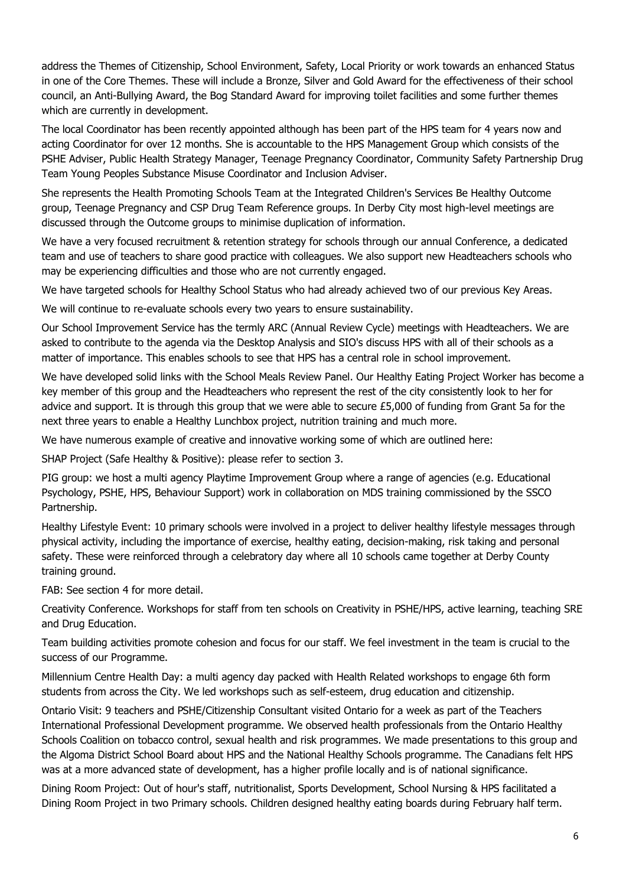address the Themes of Citizenship, School Environment, Safety, Local Priority or work towards an enhanced Status in one of the Core Themes. These will include a Bronze, Silver and Gold Award for the effectiveness of their school council, an Anti-Bullying Award, the Bog Standard Award for improving toilet facilities and some further themes which are currently in development.

The local Coordinator has been recently appointed although has been part of the HPS team for 4 years now and acting Coordinator for over 12 months. She is accountable to the HPS Management Group which consists of the PSHE Adviser, Public Health Strategy Manager, Teenage Pregnancy Coordinator, Community Safety Partnership Drug Team Young Peoples Substance Misuse Coordinator and Inclusion Adviser.

She represents the Health Promoting Schools Team at the Integrated Children's Services Be Healthy Outcome group, Teenage Pregnancy and CSP Drug Team Reference groups. In Derby City most high-level meetings are discussed through the Outcome groups to minimise duplication of information.

We have a very focused recruitment & retention strategy for schools through our annual Conference, a dedicated team and use of teachers to share good practice with colleagues. We also support new Headteachers schools who may be experiencing difficulties and those who are not currently engaged.

We have targeted schools for Healthy School Status who had already achieved two of our previous Key Areas.

We will continue to re-evaluate schools every two years to ensure sustainability.

Our School Improvement Service has the termly ARC (Annual Review Cycle) meetings with Headteachers. We are asked to contribute to the agenda via the Desktop Analysis and SIO's discuss HPS with all of their schools as a matter of importance. This enables schools to see that HPS has a central role in school improvement.

We have developed solid links with the School Meals Review Panel. Our Healthy Eating Project Worker has become a key member of this group and the Headteachers who represent the rest of the city consistently look to her for advice and support. It is through this group that we were able to secure £5,000 of funding from Grant 5a for the next three years to enable a Healthy Lunchbox project, nutrition training and much more.

We have numerous example of creative and innovative working some of which are outlined here:

SHAP Project (Safe Healthy & Positive): please refer to section 3.

PIG group: we host a multi agency Playtime Improvement Group where a range of agencies (e.g. Educational Psychology, PSHE, HPS, Behaviour Support) work in collaboration on MDS training commissioned by the SSCO Partnership.

Healthy Lifestyle Event: 10 primary schools were involved in a project to deliver healthy lifestyle messages through physical activity, including the importance of exercise, healthy eating, decision-making, risk taking and personal safety. These were reinforced through a celebratory day where all 10 schools came together at Derby County training ground.

FAB: See section 4 for more detail.

Creativity Conference. Workshops for staff from ten schools on Creativity in PSHE/HPS, active learning, teaching SRE and Drug Education.

Team building activities promote cohesion and focus for our staff. We feel investment in the team is crucial to the success of our Programme.

Millennium Centre Health Day: a multi agency day packed with Health Related workshops to engage 6th form students from across the City. We led workshops such as self-esteem, drug education and citizenship.

Ontario Visit: 9 teachers and PSHE/Citizenship Consultant visited Ontario for a week as part of the Teachers International Professional Development programme. We observed health professionals from the Ontario Healthy Schools Coalition on tobacco control, sexual health and risk programmes. We made presentations to this group and the Algoma District School Board about HPS and the National Healthy Schools programme. The Canadians felt HPS was at a more advanced state of development, has a higher profile locally and is of national significance.

Dining Room Project: Out of hour's staff, nutritionalist, Sports Development, School Nursing & HPS facilitated a Dining Room Project in two Primary schools. Children designed healthy eating boards during February half term.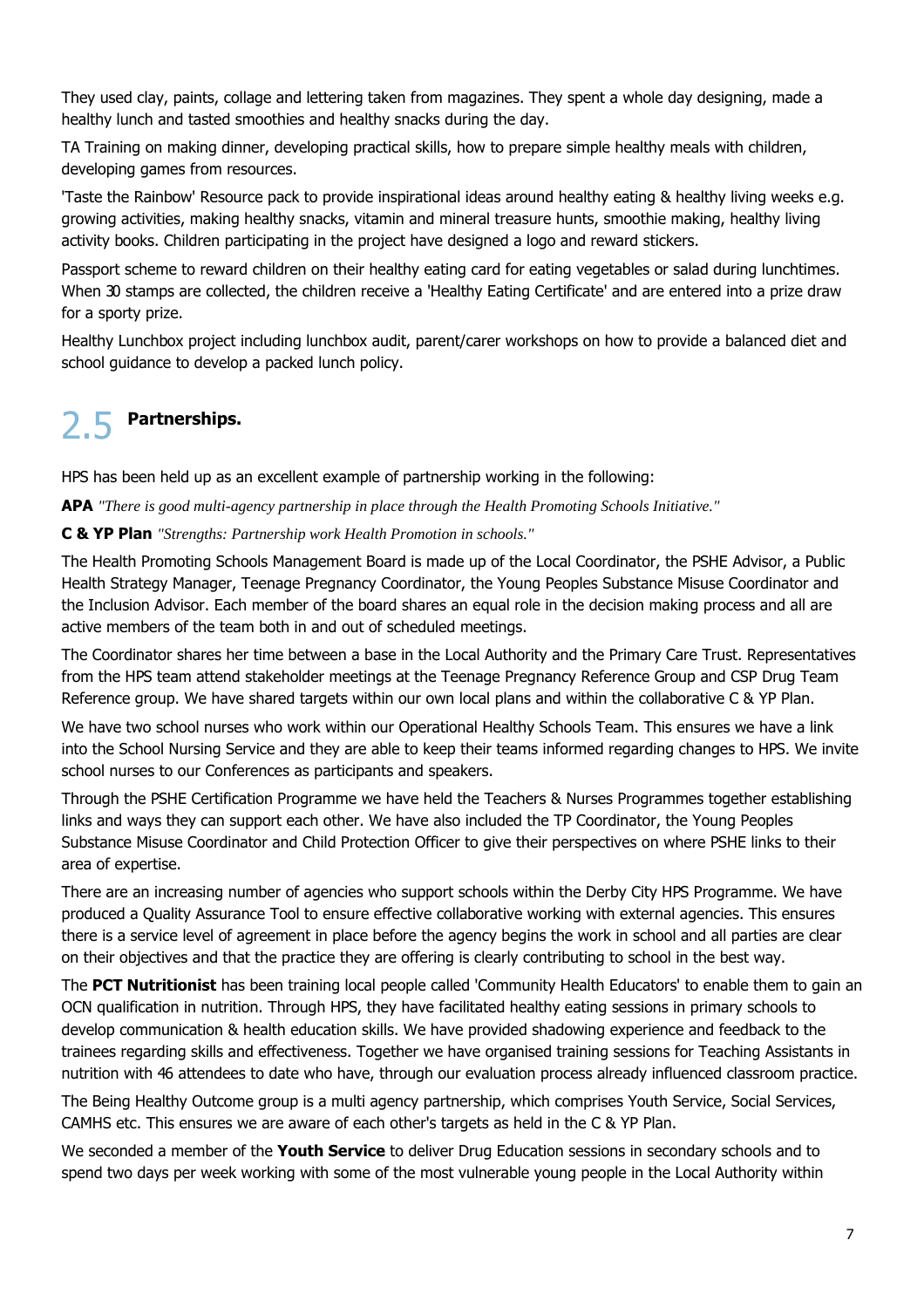They used clay, paints, collage and lettering taken from magazines. They spent a whole day designing, made a healthy lunch and tasted smoothies and healthy snacks during the day.

TA Training on making dinner, developing practical skills, how to prepare simple healthy meals with children, developing games from resources.

'Taste the Rainbow' Resource pack to provide inspirational ideas around healthy eating & healthy living weeks e.g. growing activities, making healthy snacks, vitamin and mineral treasure hunts, smoothie making, healthy living activity books. Children participating in the project have designed a logo and reward stickers.

Passport scheme to reward children on their healthy eating card for eating vegetables or salad during lunchtimes. When 30 stamps are collected, the children receive a 'Healthy Eating Certificate' and are entered into a prize draw for a sporty prize.

Healthy Lunchbox project including lunchbox audit, parent/carer workshops on how to provide a balanced diet and school guidance to develop a packed lunch policy.

## 2.5 Partnerships.

HPS has been held up as an excellent example of partnership working in the following:

**APA** *"There is good multi-agency partnership in place through the Health Promoting Schools Initiative."*

**C & YP Plan** *"Strengths: Partnership work Health Promotion in schools."*

The Health Promoting Schools Management Board is made up of the Local Coordinator, the PSHE Advisor, a Public Health Strategy Manager, Teenage Pregnancy Coordinator, the Young Peoples Substance Misuse Coordinator and the Inclusion Advisor. Each member of the board shares an equal role in the decision making process and all are active members of the team both in and out of scheduled meetings.

The Coordinator shares her time between a base in the Local Authority and the Primary Care Trust. Representatives from the HPS team attend stakeholder meetings at the Teenage Pregnancy Reference Group and CSP Drug Team Reference group. We have shared targets within our own local plans and within the collaborative C & YP Plan.

We have two school nurses who work within our Operational Healthy Schools Team. This ensures we have a link into the School Nursing Service and they are able to keep their teams informed regarding changes to HPS. We invite school nurses to our Conferences as participants and speakers.

Through the PSHE Certification Programme we have held the Teachers & Nurses Programmes together establishing links and ways they can support each other. We have also included the TP Coordinator, the Young Peoples Substance Misuse Coordinator and Child Protection Officer to give their perspectives on where PSHE links to their area of expertise.

There are an increasing number of agencies who support schools within the Derby City HPS Programme. We have produced a Quality Assurance Tool to ensure effective collaborative working with external agencies. This ensures there is a service level of agreement in place before the agency begins the work in school and all parties are clear on their objectives and that the practice they are offering is clearly contributing to school in the best way.

The **PCT Nutritionist** has been training local people called 'Community Health Educators' to enable them to gain an OCN qualification in nutrition. Through HPS, they have facilitated healthy eating sessions in primary schools to develop communication & health education skills. We have provided shadowing experience and feedback to the trainees regarding skills and effectiveness. Together we have organised training sessions for Teaching Assistants in nutrition with 46 attendees to date who have, through our evaluation process already influenced classroom practice.

The Being Healthy Outcome group is a multi agency partnership, which comprises Youth Service, Social Services, CAMHS etc. This ensures we are aware of each other's targets as held in the C & YP Plan.

We seconded a member of the **Youth Service** to deliver Drug Education sessions in secondary schools and to spend two days per week working with some of the most vulnerable young people in the Local Authority within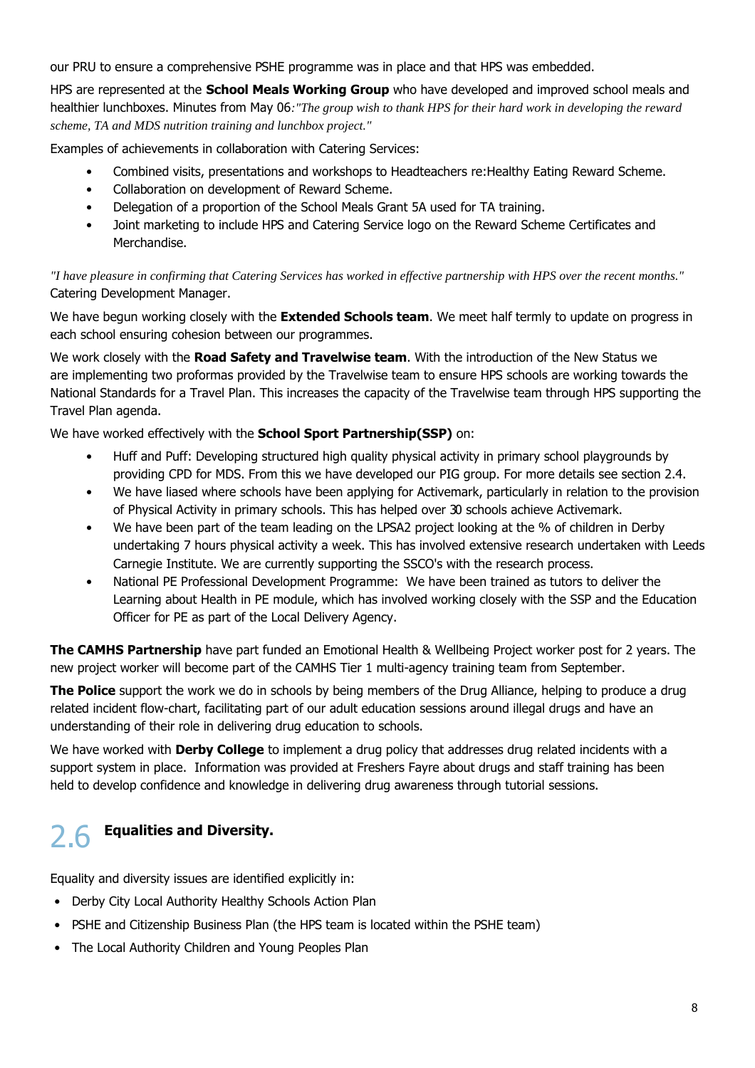our PRU to ensure a comprehensive PSHE programme was in place and that HPS was embedded.

HPS are represented at the **School Meals Working Group** who have developed and improved school meals and healthier lunchboxes. Minutes from May 06*:"The group wish to thank HPS for their hard work in developing the reward scheme, TA and MDS nutrition training and lunchbox project."*

Examples of achievements in collaboration with Catering Services:

- Combined visits, presentations and workshops to Headteachers re:Healthy Eating Reward Scheme.
- Collaboration on development of Reward Scheme.
- Delegation of a proportion of the School Meals Grant 5A used for TA training.
- Joint marketing to include HPS and Catering Service logo on the Reward Scheme Certificates and Merchandise.

*"I have pleasure in confirming that Catering Services has worked in effective partnership with HPS over the recent months."* Catering Development Manager.

We have begun working closely with the **Extended Schools team**. We meet half termly to update on progress in each school ensuring cohesion between our programmes.

We work closely with the **Road Safety and Travelwise team**. With the introduction of the New Status we are implementing two proformas provided by the Travelwise team to ensure HPS schools are working towards the National Standards for a Travel Plan. This increases the capacity of the Travelwise team through HPS supporting the Travel Plan agenda.

We have worked effectively with the **School Sport Partnership(SSP)** on:

- Huff and Puff: Developing structured high quality physical activity in primary school playgrounds by providing CPD for MDS. From this we have developed our PIG group. For more details see section 2.4.
- We have liased where schools have been applying for Activemark, particularly in relation to the provision of Physical Activity in primary schools. This has helped over 30 schools achieve Activemark.
- We have been part of the team leading on the LPSA2 project looking at the % of children in Derby undertaking 7 hours physical activity a week. This has involved extensive research undertaken with Leeds Carnegie Institute. We are currently supporting the SSCO's with the research process.
- National PE Professional Development Programme: We have been trained as tutors to deliver the Learning about Health in PE module, which has involved working closely with the SSP and the Education Officer for PE as part of the Local Delivery Agency.

**The CAMHS Partnership** have part funded an Emotional Health & Wellbeing Project worker post for 2 years. The new project worker will become part of the CAMHS Tier 1 multi-agency training team from September.

**The Police** support the work we do in schools by being members of the Drug Alliance, helping to produce a drug related incident flow-chart, facilitating part of our adult education sessions around illegal drugs and have an understanding of their role in delivering drug education to schools.

We have worked with **Derby College** to implement a drug policy that addresses drug related incidents with a support system in place. Information was provided at Freshers Fayre about drugs and staff training has been held to develop confidence and knowledge in delivering drug awareness through tutorial sessions.

## 2.6 Equalities and Diversity.

Equality and diversity issues are identified explicitly in:

- Derby City Local Authority Healthy Schools Action Plan
- PSHE and Citizenship Business Plan (the HPS team is located within the PSHE team)
- The Local Authority Children and Young Peoples Plan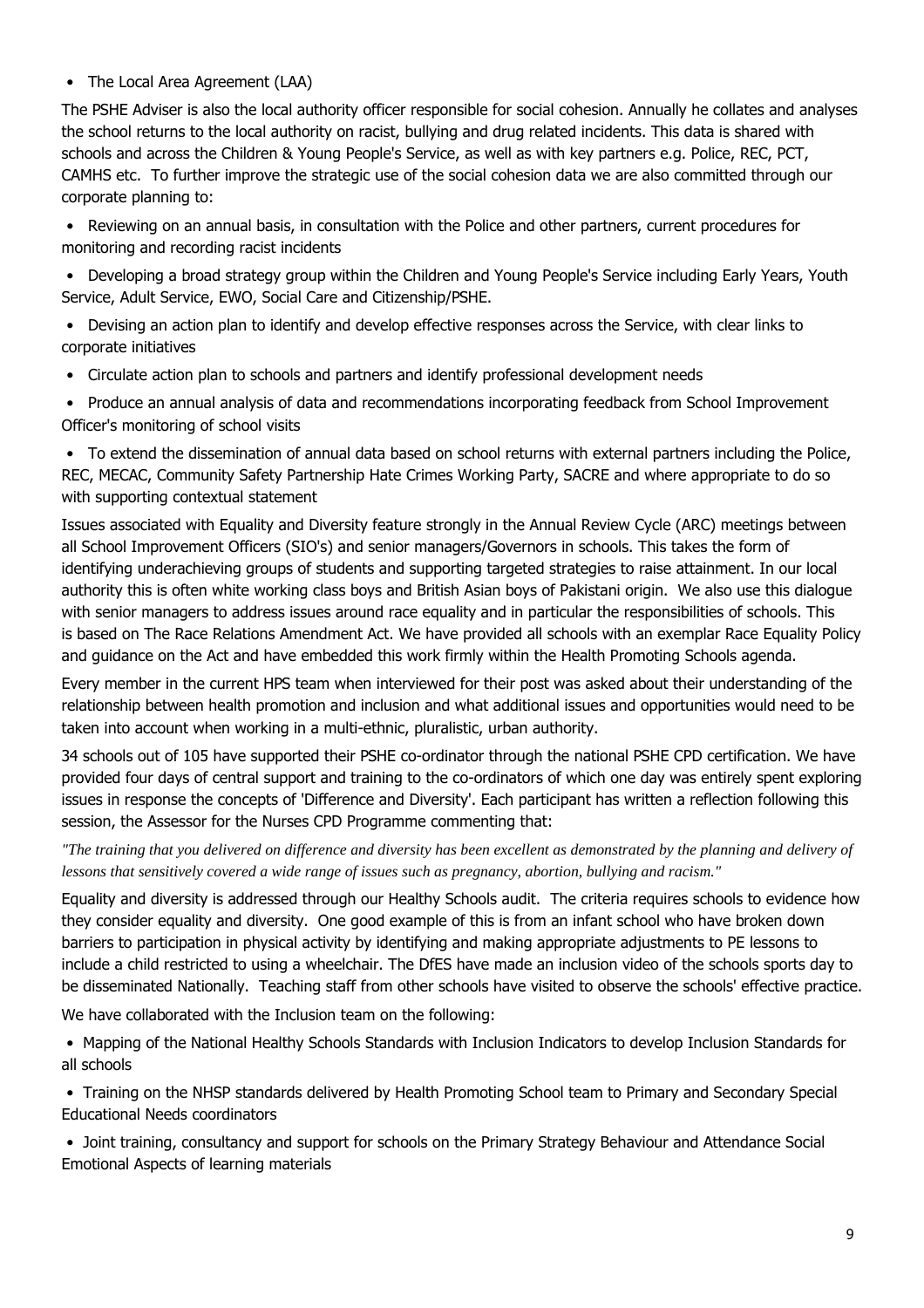- The Local Area Agreement (LAA)

The PSHE Adviser is also the local authority officer responsible for social cohesion. Annually he collates and analyses the school returns to the local authority on racist, bullying and drug related incidents. This data is shared with schools and across the Children & Young People's Service, as well as with key partners e.g. Police, REC, PCT, CAMHS etc. To further improve the strategic use of the social cohesion data we are also committed through our corporate planning to:

- Reviewing on an annual basis, in consultation with the Police and other partners, current procedures for monitoring and recording racist incidents
- Developing a broad strategy group within the Children and Young People's Service including Early Years, Youth Service, Adult Service, EWO, Social Care and Citizenship/PSHE.
- Devising an action plan to identify and develop effective responses across the Service, with clear links to corporate initiatives
- Circulate action plan to schools and partners and identify professional development needs
- Produce an annual analysis of data and recommendations incorporating feedback from School Improvement Officer's monitoring of school visits
- To extend the dissemination of annual data based on school returns with external partners including the Police, REC, MECAC, Community Safety Partnership Hate Crimes Working Party, SACRE and where appropriate to do so with supporting contextual statement

Issues associated with Equality and Diversity feature strongly in the Annual Review Cycle (ARC) meetings between all School Improvement Officers (SIO's) and senior managers/Governors in schools. This takes the form of identifying underachieving groups of students and supporting targeted strategies to raise attainment. In our local authority this is often white working class boys and British Asian boys of Pakistani origin. We also use this dialogue with senior managers to address issues around race equality and in particular the responsibilities of schools. This is based on The Race Relations Amendment Act. We have provided all schools with an exemplar Race Equality Policy and guidance on the Act and have embedded this work firmly within the Health Promoting Schools agenda.

Every member in the current HPS team when interviewed for their post was asked about their understanding of the relationship between health promotion and inclusion and what additional issues and opportunities would need to be taken into account when working in a multi-ethnic, pluralistic, urban authority.

34 schools out of 105 have supported their PSHE co-ordinator through the national PSHE CPD certification. We have provided four days of central support and training to the co-ordinators of which one day was entirely spent exploring issues in response the concepts of 'Difference and Diversity'. Each participant has written a reflection following this session, the Assessor for the Nurses CPD Programme commenting that:

*"The training that you delivered on difference and diversity has been excellent as demonstrated by the planning and delivery of lessons that sensitively covered a wide range of issues such as pregnancy, abortion, bullying and racism."*

Equality and diversity is addressed through our Healthy Schools audit. The criteria requires schools to evidence how they consider equality and diversity. One good example of this is from an infant school who have broken down barriers to participation in physical activity by identifying and making appropriate adjustments to PE lessons to include a child restricted to using a wheelchair. The DfES have made an inclusion video of the schools sports day to be disseminated Nationally. Teaching staff from other schools have visited to observe the schools' effective practice.

We have collaborated with the Inclusion team on the following:

- Mapping of the National Healthy Schools Standards with Inclusion Indicators to develop Inclusion Standards for all schools
- Training on the NHSP standards delivered by Health Promoting School team to Primary and Secondary Special Educational Needs coordinators
- Joint training, consultancy and support for schools on the Primary Strategy Behaviour and Attendance Social Emotional Aspects of learning materials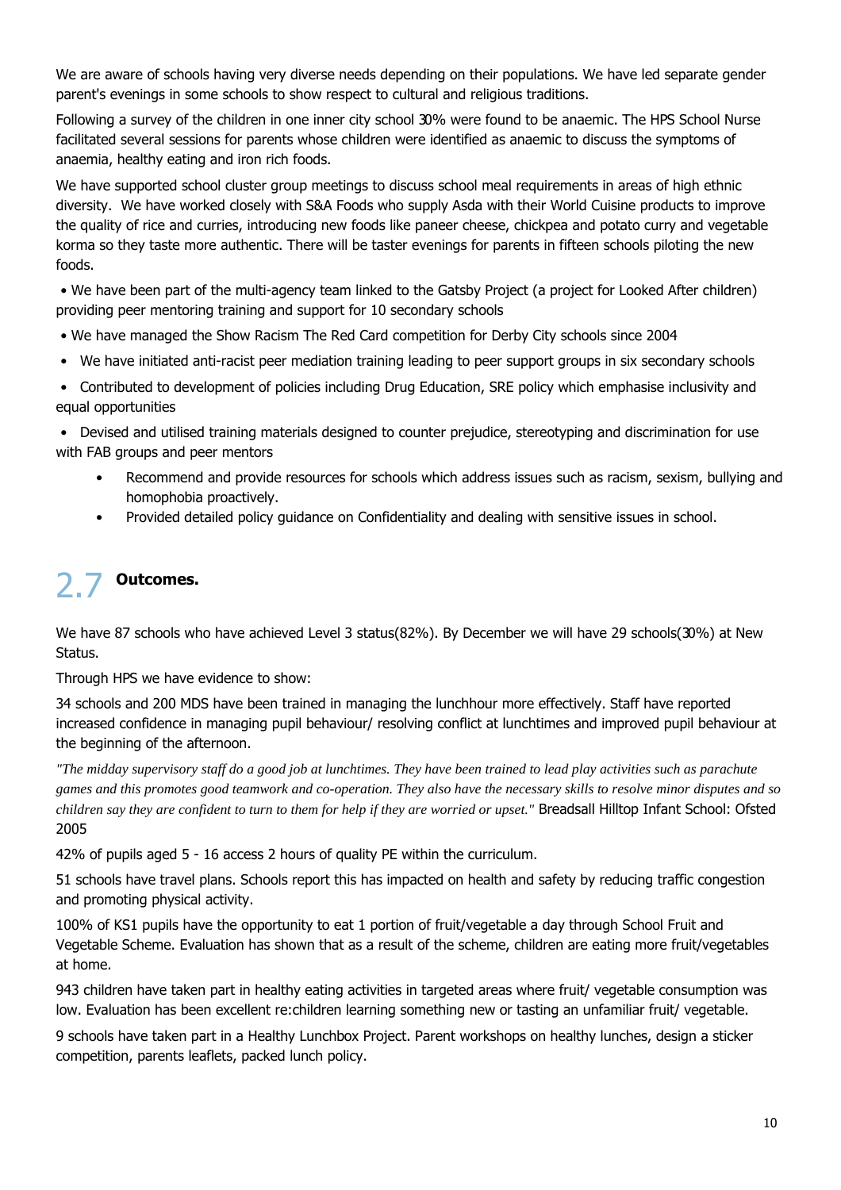We are aware of schools having very diverse needs depending on their populations. We have led separate gender parent's evenings in some schools to show respect to cultural and religious traditions.

Following a survey of the children in one inner city school 30% were found to be anaemic. The HPS School Nurse facilitated several sessions for parents whose children were identified as anaemic to discuss the symptoms of anaemia, healthy eating and iron rich foods.

We have supported school cluster group meetings to discuss school meal requirements in areas of high ethnic diversity. We have worked closely with S&A Foods who supply Asda with their World Cuisine products to improve the quality of rice and curries, introducing new foods like paneer cheese, chickpea and potato curry and vegetable korma so they taste more authentic. There will be taster evenings for parents in fifteen schools piloting the new foods.

- We have been part of the multi-agency team linked to the Gatsby Project (a project for Looked After children) providing peer mentoring training and support for 10 secondary schools
- We have managed the Show Racism The Red Card competition for Derby City schools since 2004
- We have initiated anti-racist peer mediation training leading to peer support groups in six secondary schools
- Contributed to development of policies including Drug Education, SRE policy which emphasise inclusivity and equal opportunities
- Devised and utilised training materials designed to counter prejudice, stereotyping and discrimination for use with FAB groups and peer mentors
    - Recommend and provide resources for schools which address issues such as racism, sexism, bullying and homophobia proactively.
    - Provided detailed policy guidance on Confidentiality and dealing with sensitive issues in school.

## 2.7 Outcomes.

We have 87 schools who have achieved Level 3 status(82%). By December we will have 29 schools(30%) at New Status.

Through HPS we have evidence to show:

34 schools and 200 MDS have been trained in managing the lunchhour more effectively. Staff have reported increased confidence in managing pupil behaviour/ resolving conflict at lunchtimes and improved pupil behaviour at the beginning of the afternoon.

*"The midday supervisory staff do a good job at lunchtimes. They have been trained to lead play activities such as parachute games and this promotes good teamwork and co-operation. They also have the necessary skills to resolve minor disputes and so children say they are confident to turn to them for help if they are worried or upset."* Breadsall Hilltop Infant School: Ofsted 2005

42% of pupils aged 5 - 16 access 2 hours of quality PE within the curriculum.

51 schools have travel plans. Schools report this has impacted on health and safety by reducing traffic congestion and promoting physical activity.

100% of KS1 pupils have the opportunity to eat 1 portion of fruit/vegetable a day through School Fruit and Vegetable Scheme. Evaluation has shown that as a result of the scheme, children are eating more fruit/vegetables at home.

943 children have taken part in healthy eating activities in targeted areas where fruit/ vegetable consumption was low. Evaluation has been excellent re:children learning something new or tasting an unfamiliar fruit/ vegetable.

9 schools have taken part in a Healthy Lunchbox Project. Parent workshops on healthy lunches, design a sticker competition, parents leaflets, packed lunch policy.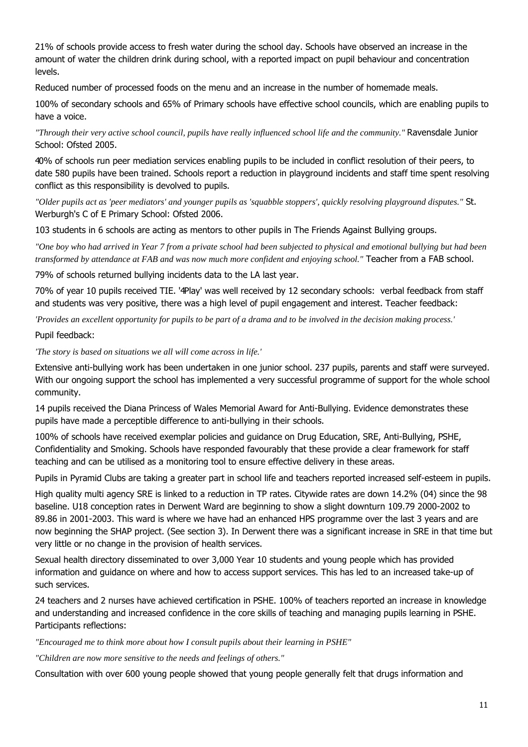21% of schools provide access to fresh water during the school day. Schools have observed an increase in the amount of water the children drink during school, with a reported impact on pupil behaviour and concentration levels.

Reduced number of processed foods on the menu and an increase in the number of homemade meals.

100% of secondary schools and 65% of Primary schools have effective school councils, which are enabling pupils to have a voice.

*"Through their very active school council, pupils have really influenced school life and the community."* Ravensdale Junior School: Ofsted 2005.

40% of schools run peer mediation services enabling pupils to be included in conflict resolution of their peers, to date 580 pupils have been trained. Schools report a reduction in playground incidents and staff time spent resolving conflict as this responsibility is devolved to pupils.

*"Older pupils act as 'peer mediators' and younger pupils as 'squabble stoppers', quickly resolving playground disputes."* St. Werburgh's C of E Primary School: Ofsted 2006.

103 students in 6 schools are acting as mentors to other pupils in The Friends Against Bullying groups.

*"One boy who had arrived in Year 7 from a private school had been subjected to physical and emotional bullying but had been transformed by attendance at FAB and was now much more confident and enjoying school."* Teacher from a FAB school.

79% of schools returned bullying incidents data to the LA last year.

70% of year 10 pupils received TIE. '4Play' was well received by 12 secondary schools: verbal feedback from staff and students was very positive, there was a high level of pupil engagement and interest. Teacher feedback:

*'Provides an excellent opportunity for pupils to be part of a drama and to be involved in the decision making process.'*

Pupil feedback:

*'The story is based on situations we all will come across in life.'*

Extensive anti-bullying work has been undertaken in one junior school. 237 pupils, parents and staff were surveyed. With our ongoing support the school has implemented a very successful programme of support for the whole school community.

14 pupils received the Diana Princess of Wales Memorial Award for Anti-Bullying. Evidence demonstrates these pupils have made a perceptible difference to anti-bullying in their schools.

100% of schools have received exemplar policies and guidance on Drug Education, SRE, Anti-Bullying, PSHE, Confidentiality and Smoking. Schools have responded favourably that these provide a clear framework for staff teaching and can be utilised as a monitoring tool to ensure effective delivery in these areas.

Pupils in Pyramid Clubs are taking a greater part in school life and teachers reported increased self-esteem in pupils.

High quality multi agency SRE is linked to a reduction in TP rates. Citywide rates are down 14.2% (04) since the 98 baseline. U18 conception rates in Derwent Ward are beginning to show a slight downturn 109.79 2000-2002 to 89.86 in 2001-2003. This ward is where we have had an enhanced HPS programme over the last 3 years and are now beginning the SHAP project. (See section 3). In Derwent there was a significant increase in SRE in that time but very little or no change in the provision of health services.

Sexual health directory disseminated to over 3,000 Year 10 students and young people which has provided information and guidance on where and how to access support services. This has led to an increased take-up of such services.

24 teachers and 2 nurses have achieved certification in PSHE. 100% of teachers reported an increase in knowledge and understanding and increased confidence in the core skills of teaching and managing pupils learning in PSHE. Participants reflections:

*"Encouraged me to think more about how I consult pupils about their learning in PSHE"*

*"Children are now more sensitive to the needs and feelings of others."*

Consultation with over 600 young people showed that young people generally felt that drugs information and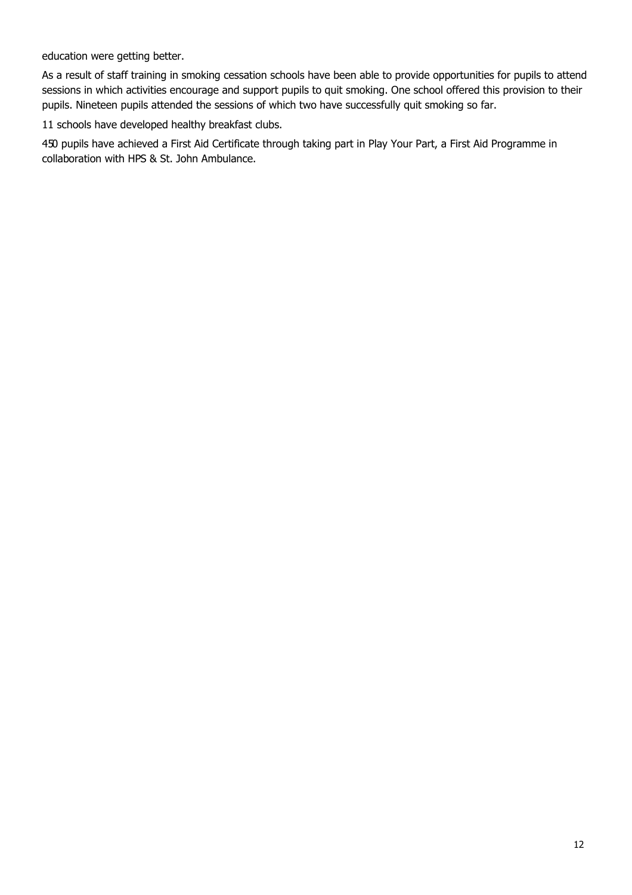education were getting better.

As a result of staff training in smoking cessation schools have been able to provide opportunities for pupils to attend sessions in which activities encourage and support pupils to quit smoking. One school offered this provision to their pupils. Nineteen pupils attended the sessions of which two have successfully quit smoking so far.

11 schools have developed healthy breakfast clubs.

450 pupils have achieved a First Aid Certificate through taking part in Play Your Part, a First Aid Programme in collaboration with HPS & St. John Ambulance.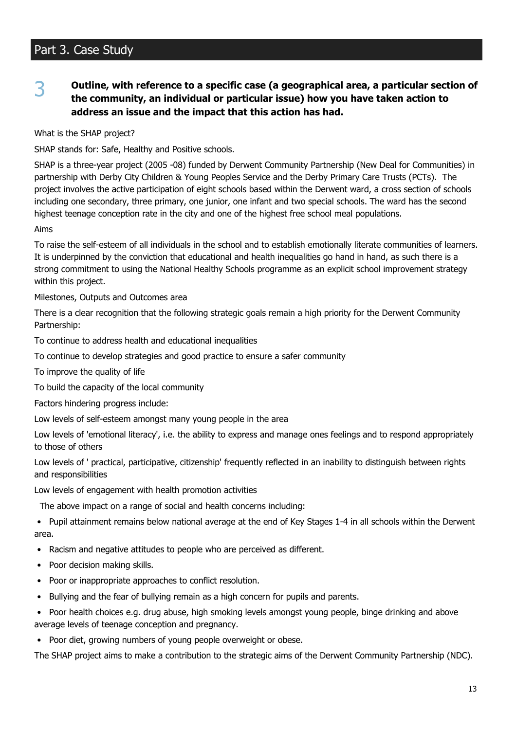## Part 3. Case Study

**3** **Outline, with reference to a specific case (a geographical area, a particular section of the community, an individual or particular issue) how you have taken action to address an issue and the impact that this action has had.**

What is the SHAP project?

SHAP stands for: Safe, Healthy and Positive schools.

SHAP is a three-year project (2005 -08) funded by Derwent Community Partnership (New Deal for Communities) in partnership with Derby City Children & Young Peoples Service and the Derby Primary Care Trusts (PCTs). The project involves the active participation of eight schools based within the Derwent ward, a cross section of schools including one secondary, three primary, one junior, one infant and two special schools. The ward has the second highest teenage conception rate in the city and one of the highest free school meal populations.

Aims

To raise the self-esteem of all individuals in the school and to establish emotionally literate communities of learners. It is underpinned by the conviction that educational and health inequalities go hand in hand, as such there is a strong commitment to using the National Healthy Schools programme as an explicit school improvement strategy within this project.

Milestones, Outputs and Outcomes area

There is a clear recognition that the following strategic goals remain a high priority for the Derwent Community Partnership:

To continue to address health and educational inequalities

To continue to develop strategies and good practice to ensure a safer community

To improve the quality of life

To build the capacity of the local community

Factors hindering progress include:

Low levels of self-esteem amongst many young people in the area

Low levels of 'emotional literacy', i.e. the ability to express and manage ones feelings and to respond appropriately to those of others

Low levels of ' practical, participative, citizenship' frequently reflected in an inability to distinguish between rights and responsibilities

Low levels of engagement with health promotion activities

The above impact on a range of social and health concerns including:

- Pupil attainment remains below national average at the end of Key Stages 1-4 in all schools within the Derwent area.
- Racism and negative attitudes to people who are perceived as different.
- Poor decision making skills.
- Poor or inappropriate approaches to conflict resolution.
- Bullying and the fear of bullying remain as a high concern for pupils and parents.
- Poor health choices e.g. drug abuse, high smoking levels amongst young people, binge drinking and above average levels of teenage conception and pregnancy.
- Poor diet, growing numbers of young people overweight or obese.

The SHAP project aims to make a contribution to the strategic aims of the Derwent Community Partnership (NDC).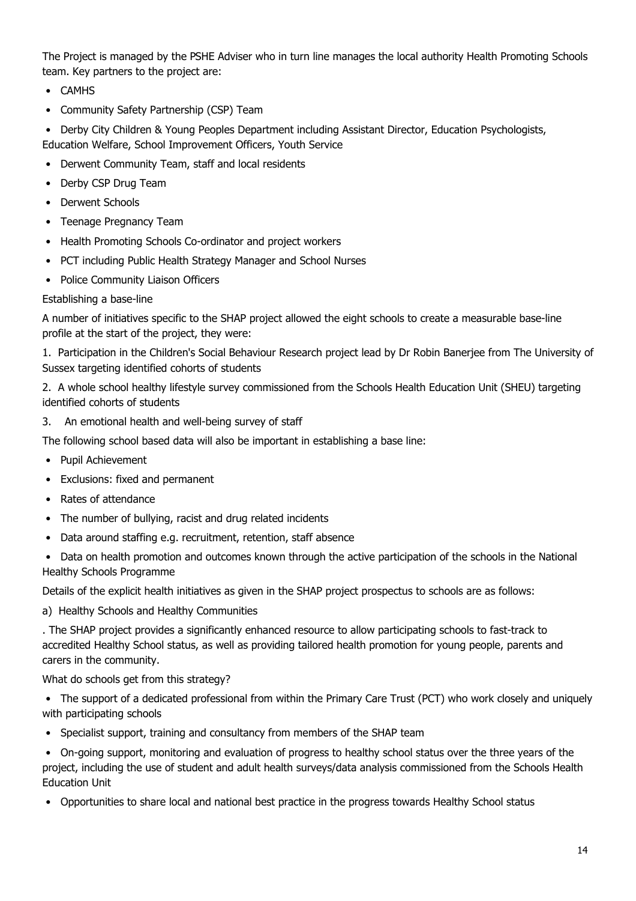The Project is managed by the PSHE Adviser who in turn line manages the local authority Health Promoting Schools team. Key partners to the project are:

- CAMHS
- Community Safety Partnership (CSP) Team
- Derby City Children & Young Peoples Department including Assistant Director, Education Psychologists, Education Welfare, School Improvement Officers, Youth Service
- Derwent Community Team, staff and local residents
- Derby CSP Drug Team
- Derwent Schools
- Teenage Pregnancy Team
- Health Promoting Schools Co-ordinator and project workers
- PCT including Public Health Strategy Manager and School Nurses
- Police Community Liaison Officers

Establishing a base-line

A number of initiatives specific to the SHAP project allowed the eight schools to create a measurable base-line profile at the start of the project, they were:

1. Participation in the Children's Social Behaviour Research project lead by Dr Robin Banerjee from The University of Sussex targeting identified cohorts of students
2. A whole school healthy lifestyle survey commissioned from the Schools Health Education Unit (SHEU) targeting identified cohorts of students
3. An emotional health and well-being survey of staff

The following school based data will also be important in establishing a base line:

- Pupil Achievement
- Exclusions: fixed and permanent
- Rates of attendance
- The number of bullying, racist and drug related incidents
- Data around staffing e.g. recruitment, retention, staff absence
- Data on health promotion and outcomes known through the active participation of the schools in the National Healthy Schools Programme

Details of the explicit health initiatives as given in the SHAP project prospectus to schools are as follows:

a) Healthy Schools and Healthy Communities

. The SHAP project provides a significantly enhanced resource to allow participating schools to fast-track to accredited Healthy School status, as well as providing tailored health promotion for young people, parents and carers in the community.

What do schools get from this strategy?

- The support of a dedicated professional from within the Primary Care Trust (PCT) who work closely and uniquely with participating schools
- Specialist support, training and consultancy from members of the SHAP team
- On-going support, monitoring and evaluation of progress to healthy school status over the three years of the project, including the use of student and adult health surveys/data analysis commissioned from the Schools Health Education Unit
- Opportunities to share local and national best practice in the progress towards Healthy School status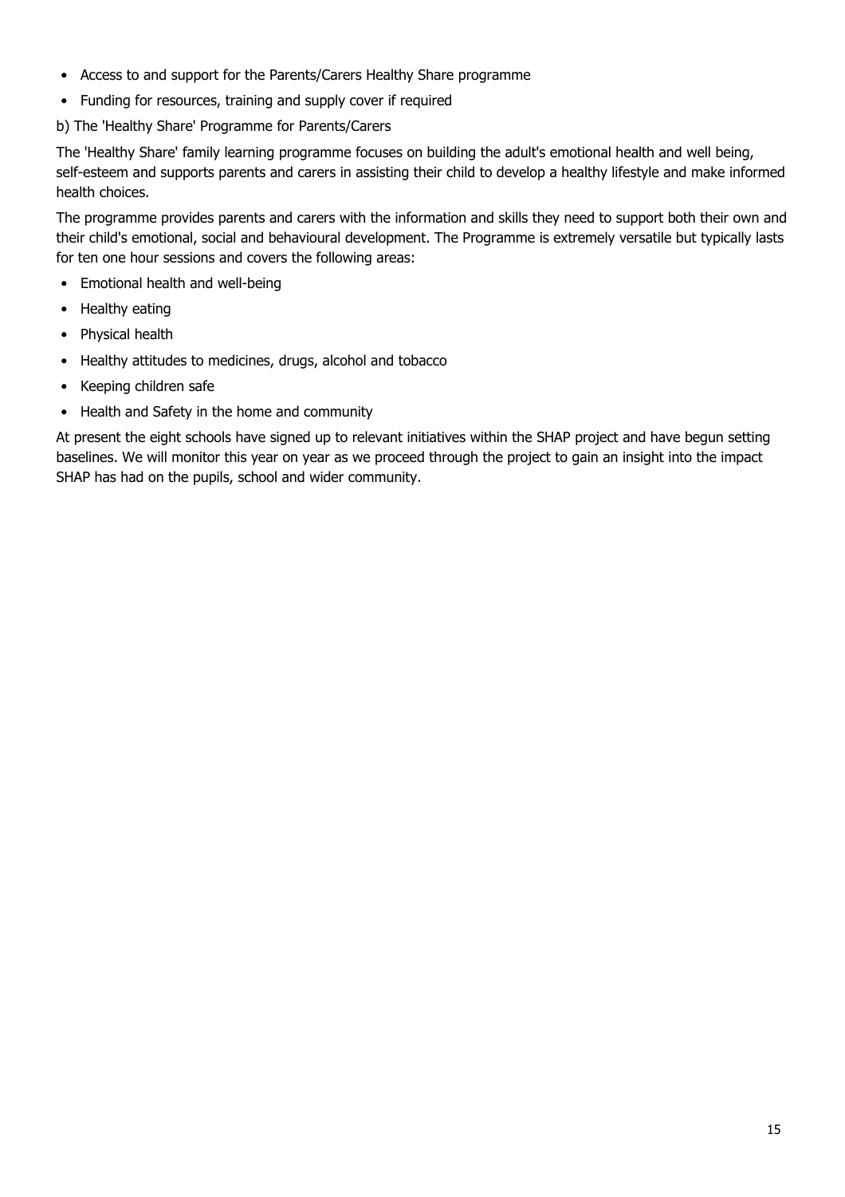- Access to and support for the Parents/Carers Healthy Share programme
- Funding for resources, training and supply cover if required

b) The 'Healthy Share' Programme for Parents/Carers

The 'Healthy Share' family learning programme focuses on building the adult's emotional health and well being, self-esteem and supports parents and carers in assisting their child to develop a healthy lifestyle and make informed health choices.

The programme provides parents and carers with the information and skills they need to support both their own and their child's emotional, social and behavioural development. The Programme is extremely versatile but typically lasts for ten one hour sessions and covers the following areas:

- Emotional health and well-being
- Healthy eating
- Physical health
- Healthy attitudes to medicines, drugs, alcohol and tobacco
- Keeping children safe
- Health and Safety in the home and community

At present the eight schools have signed up to relevant initiatives within the SHAP project and have begun setting baselines. We will monitor this year on year as we proceed through the project to gain an insight into the impact SHAP has had on the pupils, school and wider community.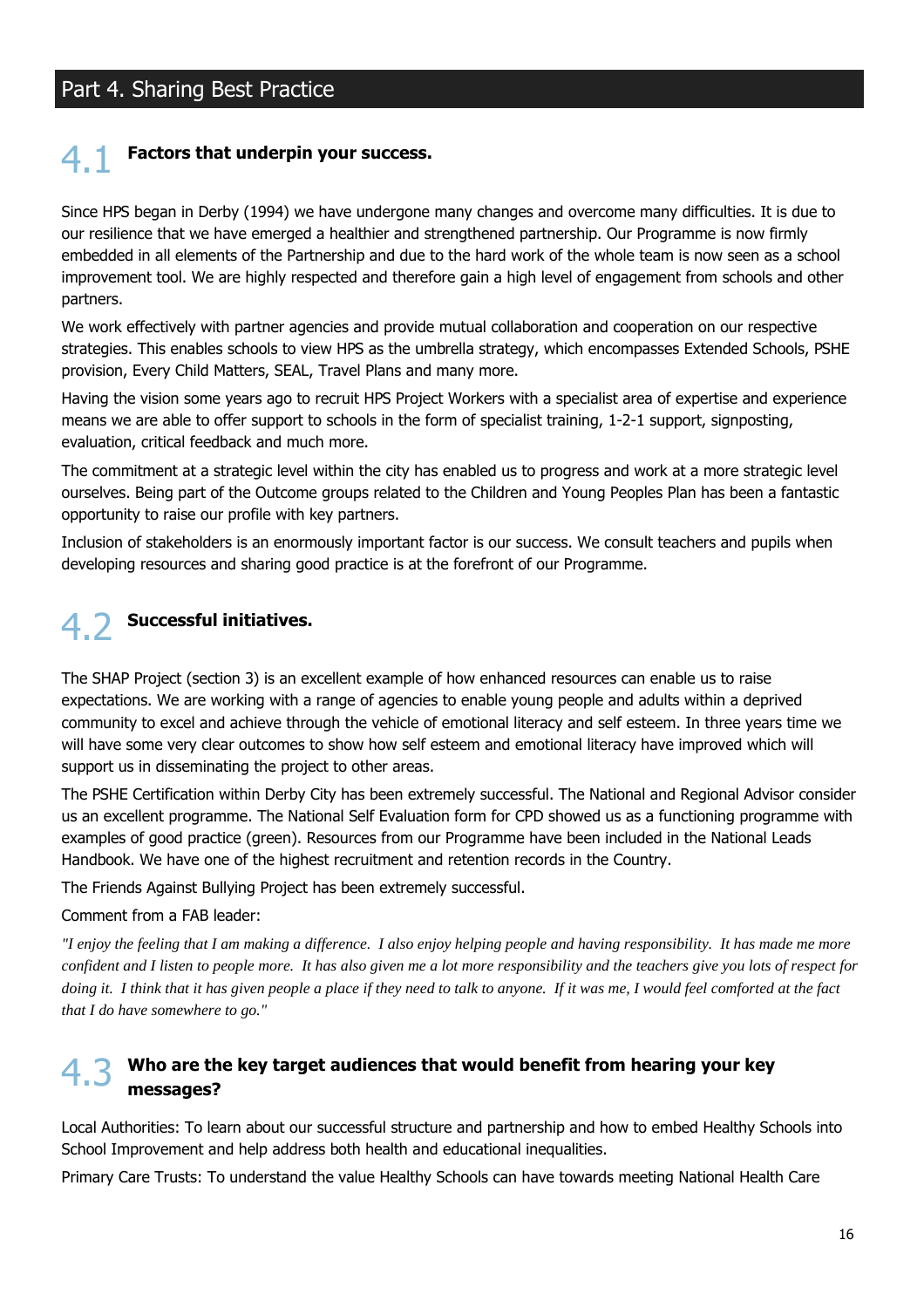# Part 4. Sharing Best Practice

## 4.1 Factors that underpin your success.

Since HPS began in Derby (1994) we have undergone many changes and overcome many difficulties. It is due to our resilience that we have emerged a healthier and strengthened partnership. Our Programme is now firmly embedded in all elements of the Partnership and due to the hard work of the whole team is now seen as a school improvement tool. We are highly respected and therefore gain a high level of engagement from schools and other partners.

We work effectively with partner agencies and provide mutual collaboration and cooperation on our respective strategies. This enables schools to view HPS as the umbrella strategy, which encompasses Extended Schools, PSHE provision, Every Child Matters, SEAL, Travel Plans and many more.

Having the vision some years ago to recruit HPS Project Workers with a specialist area of expertise and experience means we are able to offer support to schools in the form of specialist training, 1-2-1 support, signposting, evaluation, critical feedback and much more.

The commitment at a strategic level within the city has enabled us to progress and work at a more strategic level ourselves. Being part of the Outcome groups related to the Children and Young Peoples Plan has been a fantastic opportunity to raise our profile with key partners.

Inclusion of stakeholders is an enormously important factor is our success. We consult teachers and pupils when developing resources and sharing good practice is at the forefront of our Programme.

## 4.2 Successful initiatives.

The SHAP Project (section 3) is an excellent example of how enhanced resources can enable us to raise expectations. We are working with a range of agencies to enable young people and adults within a deprived community to excel and achieve through the vehicle of emotional literacy and self esteem. In three years time we will have some very clear outcomes to show how self esteem and emotional literacy have improved which will support us in disseminating the project to other areas.

The PSHE Certification within Derby City has been extremely successful. The National and Regional Advisor consider us an excellent programme. The National Self Evaluation form for CPD showed us as a functioning programme with examples of good practice (green). Resources from our Programme have been included in the National Leads Handbook. We have one of the highest recruitment and retention records in the Country.

The Friends Against Bullying Project has been extremely successful.

Comment from a FAB leader:

*"I enjoy the feeling that I am making a difference. I also enjoy helping people and having responsibility. It has made me more confident and I listen to people more. It has also given me a lot more responsibility and the teachers give you lots of respect for doing it. I think that it has given people a place if they need to talk to anyone. If it was me, I would feel comforted at the fact that I do have somewhere to go."*

## 4.3 Who are the key target audiences that would benefit from hearing your key messages?

Local Authorities: To learn about our successful structure and partnership and how to embed Healthy Schools into School Improvement and help address both health and educational inequalities.

Primary Care Trusts: To understand the value Healthy Schools can have towards meeting National Health Care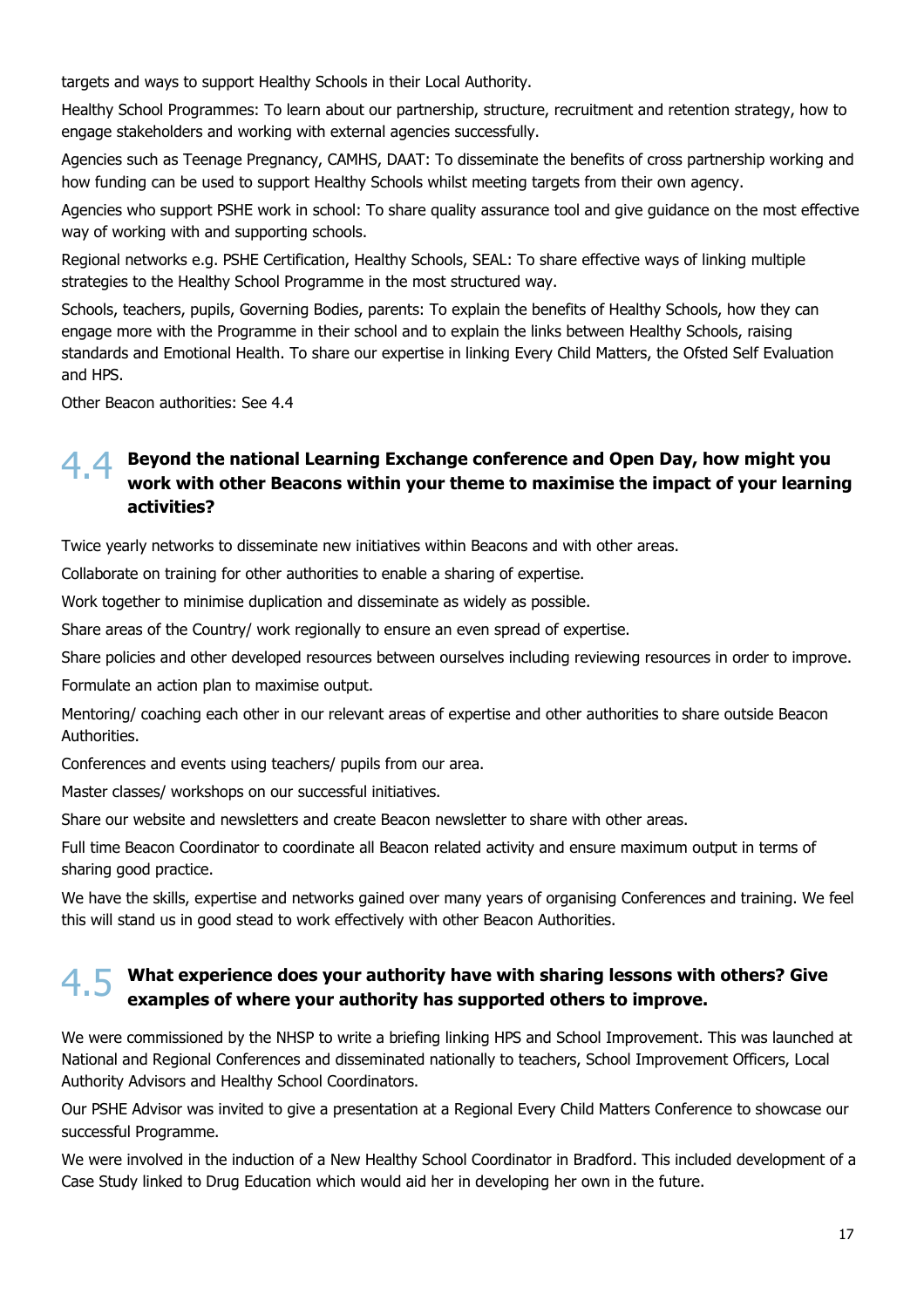targets and ways to support Healthy Schools in their Local Authority.

Healthy School Programmes: To learn about our partnership, structure, recruitment and retention strategy, how to engage stakeholders and working with external agencies successfully.

Agencies such as Teenage Pregnancy, CAMHS, DAAT: To disseminate the benefits of cross partnership working and how funding can be used to support Healthy Schools whilst meeting targets from their own agency.

Agencies who support PSHE work in school: To share quality assurance tool and give guidance on the most effective way of working with and supporting schools.

Regional networks e.g. PSHE Certification, Healthy Schools, SEAL: To share effective ways of linking multiple strategies to the Healthy School Programme in the most structured way.

Schools, teachers, pupils, Governing Bodies, parents: To explain the benefits of Healthy Schools, how they can engage more with the Programme in their school and to explain the links between Healthy Schools, raising standards and Emotional Health. To share our expertise in linking Every Child Matters, the Ofsted Self Evaluation and HPS.

Other Beacon authorities: See 4.4

## 4.4 Beyond the national Learning Exchange conference and Open Day, how might you work with other Beacons within your theme to maximise the impact of your learning activities?

Twice yearly networks to disseminate new initiatives within Beacons and with other areas.

Collaborate on training for other authorities to enable a sharing of expertise.

Work together to minimise duplication and disseminate as widely as possible.

Share areas of the Country/ work regionally to ensure an even spread of expertise.

Share policies and other developed resources between ourselves including reviewing resources in order to improve.

Formulate an action plan to maximise output.

Mentoring/ coaching each other in our relevant areas of expertise and other authorities to share outside Beacon Authorities.

Conferences and events using teachers/ pupils from our area.

Master classes/ workshops on our successful initiatives.

Share our website and newsletters and create Beacon newsletter to share with other areas.

Full time Beacon Coordinator to coordinate all Beacon related activity and ensure maximum output in terms of sharing good practice.

We have the skills, expertise and networks gained over many years of organising Conferences and training. We feel this will stand us in good stead to work effectively with other Beacon Authorities.

## 4.5 What experience does your authority have with sharing lessons with others? Give examples of where your authority has supported others to improve.

We were commissioned by the NHSP to write a briefing linking HPS and School Improvement. This was launched at National and Regional Conferences and disseminated nationally to teachers, School Improvement Officers, Local Authority Advisors and Healthy School Coordinators.

Our PSHE Advisor was invited to give a presentation at a Regional Every Child Matters Conference to showcase our successful Programme.

We were involved in the induction of a New Healthy School Coordinator in Bradford. This included development of a Case Study linked to Drug Education which would aid her in developing her own in the future.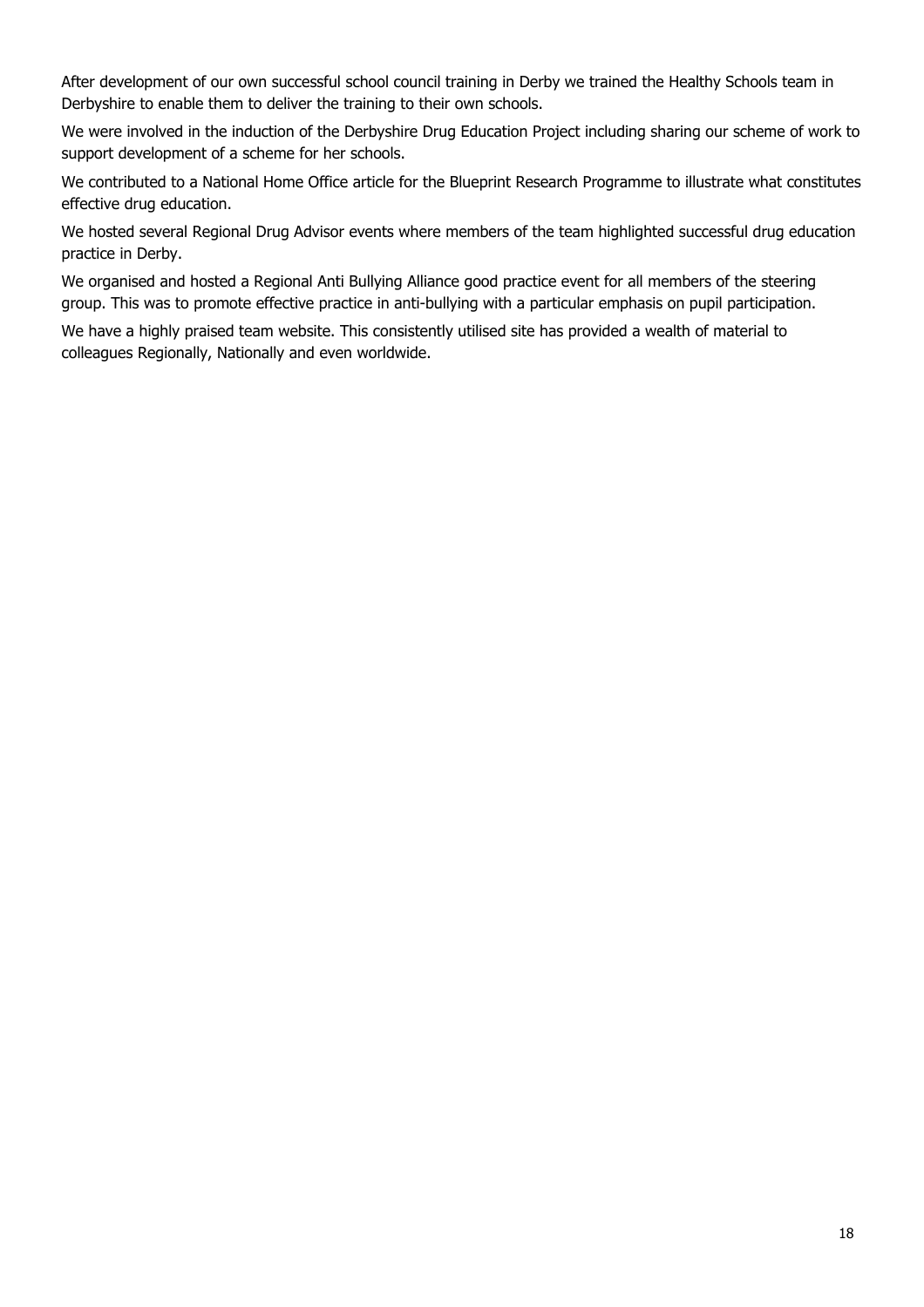After development of our own successful school council training in Derby we trained the Healthy Schools team in Derbyshire to enable them to deliver the training to their own schools.

We were involved in the induction of the Derbyshire Drug Education Project including sharing our scheme of work to support development of a scheme for her schools.

We contributed to a National Home Office article for the Blueprint Research Programme to illustrate what constitutes effective drug education.

We hosted several Regional Drug Advisor events where members of the team highlighted successful drug education practice in Derby.

We organised and hosted a Regional Anti Bullying Alliance good practice event for all members of the steering group. This was to promote effective practice in anti-bullying with a particular emphasis on pupil participation.

We have a highly praised team website. This consistently utilised site has provided a wealth of material to colleagues Regionally, Nationally and even worldwide.